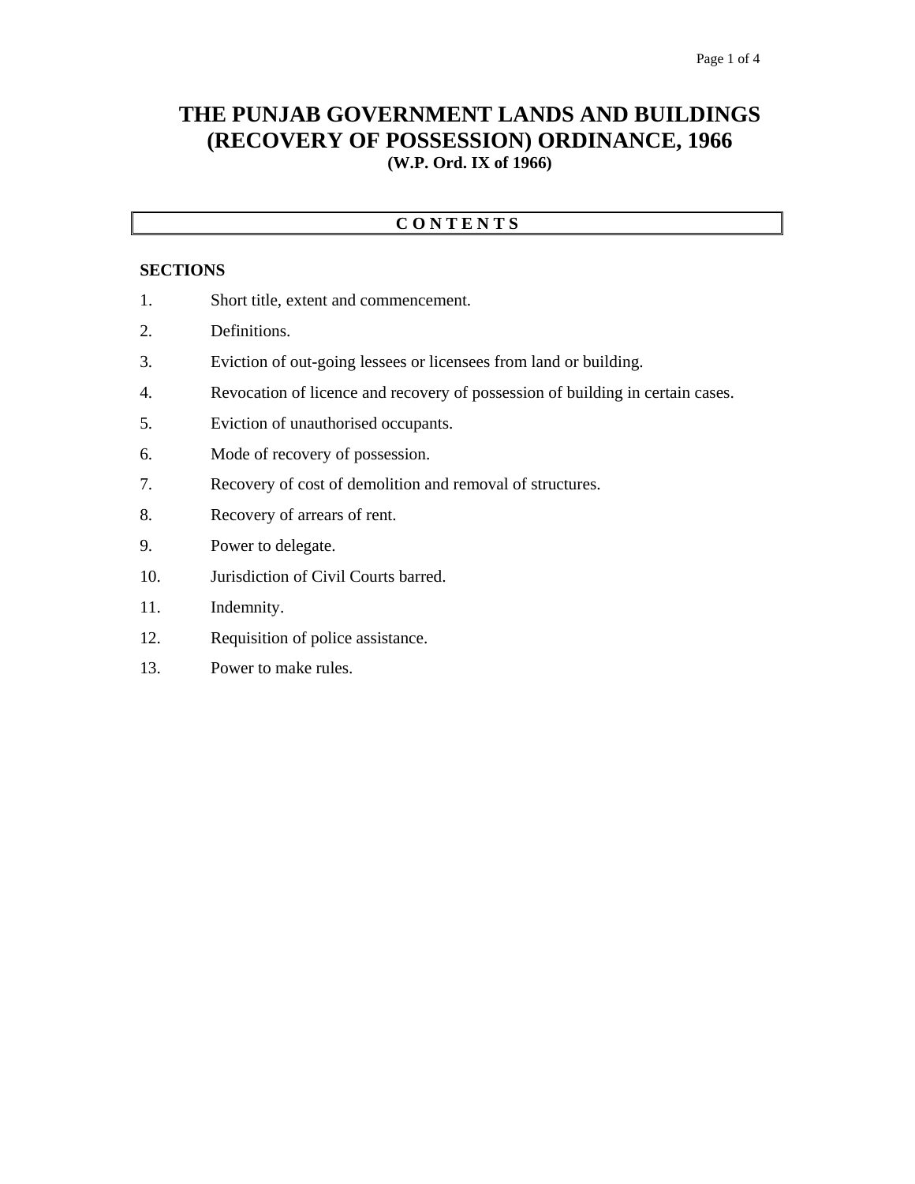# THE PUNJAB GOVERNMENT LANDS AND BUILDINGS (RECOVERY OF POSSESSION) ORDINANCE, 1966

**(W.P. Ord. IX of 1966)**

## C O N T E N T S

**SECTIONS**

1. Short title, extent and commencement.
2. Definitions.
3. Eviction of out-going lessees or licensees from land or building.
4. Revocation of licence and recovery of possession of building in certain cases.
5. Eviction of unauthorised occupants.
6. Mode of recovery of possession.
7. Recovery of cost of demolition and removal of structures.
8. Recovery of arrears of rent.
9. Power to delegate.
10. Jurisdiction of Civil Courts barred.
11. Indemnity.
12. Requisition of police assistance.
13. Power to make rules.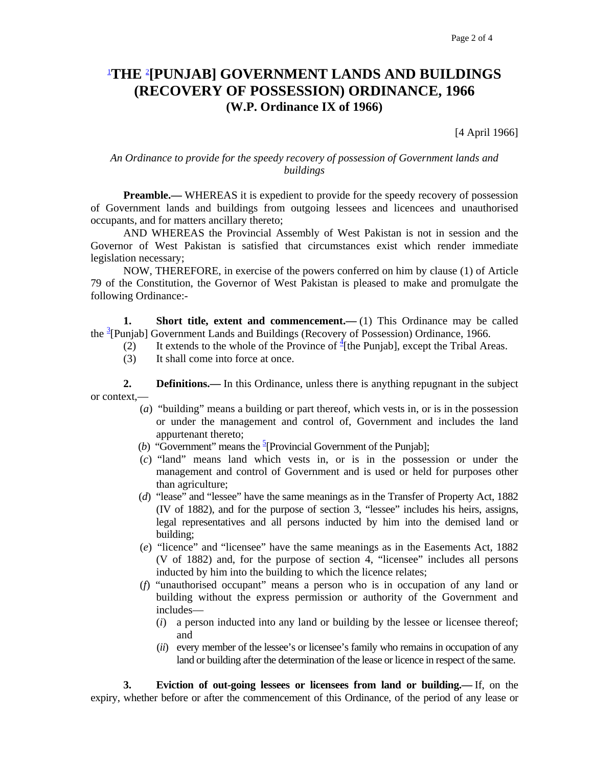# [1]THE [2][PUNJAB] GOVERNMENT LANDS AND BUILDINGS (RECOVERY OF POSSESSION) ORDINANCE, 1966

## (W.P. Ordinance IX of 1966)

[4 April 1966]

*An Ordinance to provide for the speedy recovery of possession of Government lands and buildings*

**Preamble.—** WHEREAS it is expedient to provide for the speedy recovery of possession of Government lands and buildings from outgoing lessees and licencees and unauthorised occupants, and for matters ancillary thereto;

AND WHEREAS the Provincial Assembly of West Pakistan is not in session and the Governor of West Pakistan is satisfied that circumstances exist which render immediate legislation necessary;

NOW, THEREFORE, in exercise of the powers conferred on him by clause (1) of Article 79 of the Constitution, the Governor of West Pakistan is pleased to make and promulgate the following Ordinance:-

**1. Short title, extent and commencement.—** (1) This Ordinance may be called the [3][Punjab] Government Lands and Buildings (Recovery of Possession) Ordinance, 1966.

(2) It extends to the whole of the Province of [4][the Punjab], except the Tribal Areas.

(3) It shall come into force at once.

**2. Definitions.—** In this Ordinance, unless there is anything repugnant in the subject or context,—

(*a*) "building" means a building or part thereof, which vests in, or is in the possession or under the management and control of, Government and includes the land appurtenant thereto;

(*b*) "Government" means the [5][Provincial Government of the Punjab];

(*c*) "land" means land which vests in, or is in the possession or under the management and control of Government and is used or held for purposes other than agriculture;

(*d*) "lease" and "lessee" have the same meanings as in the Transfer of Property Act, 1882 (IV of 1882), and for the purpose of section 3, "lessee" includes his heirs, assigns, legal representatives and all persons inducted by him into the demised land or building;

(*e*) "licence" and "licensee" have the same meanings as in the Easements Act, 1882 (V of 1882) and, for the purpose of section 4, "licensee" includes all persons inducted by him into the building to which the licence relates;

(*f*) "unauthorised occupant" means a person who is in occupation of any land or building without the express permission or authority of the Government and includes—

(*i*) a person inducted into any land or building by the lessee or licensee thereof; and

(*ii*) every member of the lessee's or licensee's family who remains in occupation of any land or building after the determination of the lease or licence in respect of the same.

**3. Eviction of out-going lessees or licensees from land or building.—** If, on the expiry, whether before or after the commencement of this Ordinance, of the period of any lease or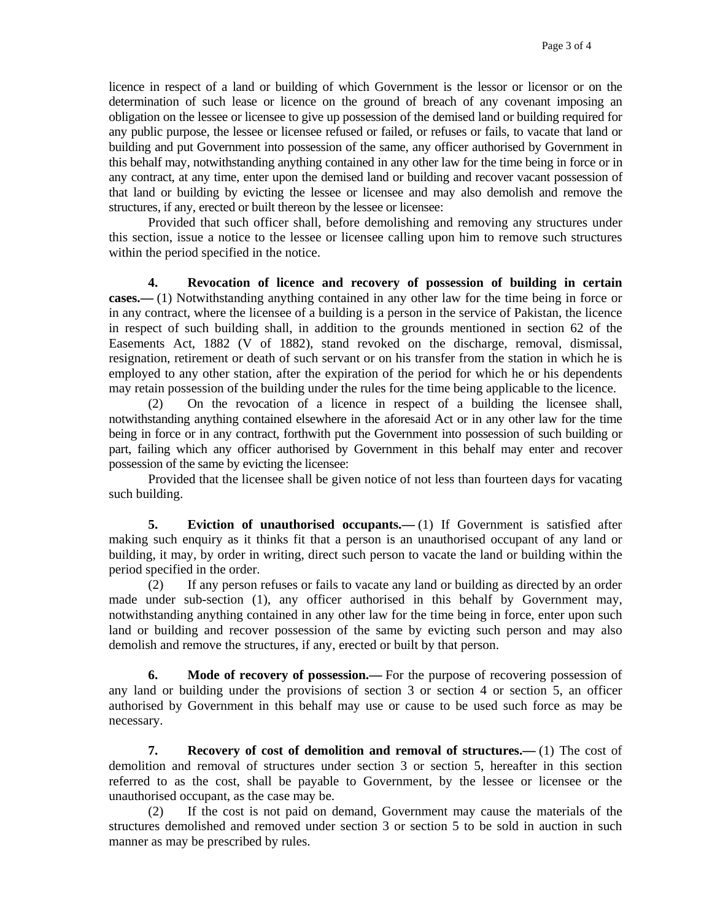licence in respect of a land or building of which Government is the lessor or licensor or on the determination of such lease or licence on the ground of breach of any covenant imposing an obligation on the lessee or licensee to give up possession of the demised land or building required for any public purpose, the lessee or licensee refused or failed, or refuses or fails, to vacate that land or building and put Government into possession of the same, any officer authorised by Government in this behalf may, notwithstanding anything contained in any other law for the time being in force or in any contract, at any time, enter upon the demised land or building and recover vacant possession of that land or building by evicting the lessee or licensee and may also demolish and remove the structures, if any, erected or built thereon by the lessee or licensee:

Provided that such officer shall, before demolishing and removing any structures under this section, issue a notice to the lessee or licensee calling upon him to remove such structures within the period specified in the notice.

**4. Revocation of licence and recovery of possession of building in certain cases.—** (1) Notwithstanding anything contained in any other law for the time being in force or in any contract, where the licensee of a building is a person in the service of Pakistan, the licence in respect of such building shall, in addition to the grounds mentioned in section 62 of the Easements Act, 1882 (V of 1882), stand revoked on the discharge, removal, dismissal, resignation, retirement or death of such servant or on his transfer from the station in which he is employed to any other station, after the expiration of the period for which he or his dependents may retain possession of the building under the rules for the time being applicable to the licence.

(2) On the revocation of a licence in respect of a building the licensee shall, notwithstanding anything contained elsewhere in the aforesaid Act or in any other law for the time being in force or in any contract, forthwith put the Government into possession of such building or part, failing which any officer authorised by Government in this behalf may enter and recover possession of the same by evicting the licensee:

Provided that the licensee shall be given notice of not less than fourteen days for vacating such building.

**5. Eviction of unauthorised occupants.—** (1) If Government is satisfied after making such enquiry as it thinks fit that a person is an unauthorised occupant of any land or building, it may, by order in writing, direct such person to vacate the land or building within the period specified in the order.

(2) If any person refuses or fails to vacate any land or building as directed by an order made under sub-section (1), any officer authorised in this behalf by Government may, notwithstanding anything contained in any other law for the time being in force, enter upon such land or building and recover possession of the same by evicting such person and may also demolish and remove the structures, if any, erected or built by that person.

**6. Mode of recovery of possession.—** For the purpose of recovering possession of any land or building under the provisions of section 3 or section 4 or section 5, an officer authorised by Government in this behalf may use or cause to be used such force as may be necessary.

**7. Recovery of cost of demolition and removal of structures.—** (1) The cost of demolition and removal of structures under section 3 or section 5, hereafter in this section referred to as the cost, shall be payable to Government, by the lessee or licensee or the unauthorised occupant, as the case may be.

(2) If the cost is not paid on demand, Government may cause the materials of the structures demolished and removed under section 3 or section 5 to be sold in auction in such manner as may be prescribed by rules.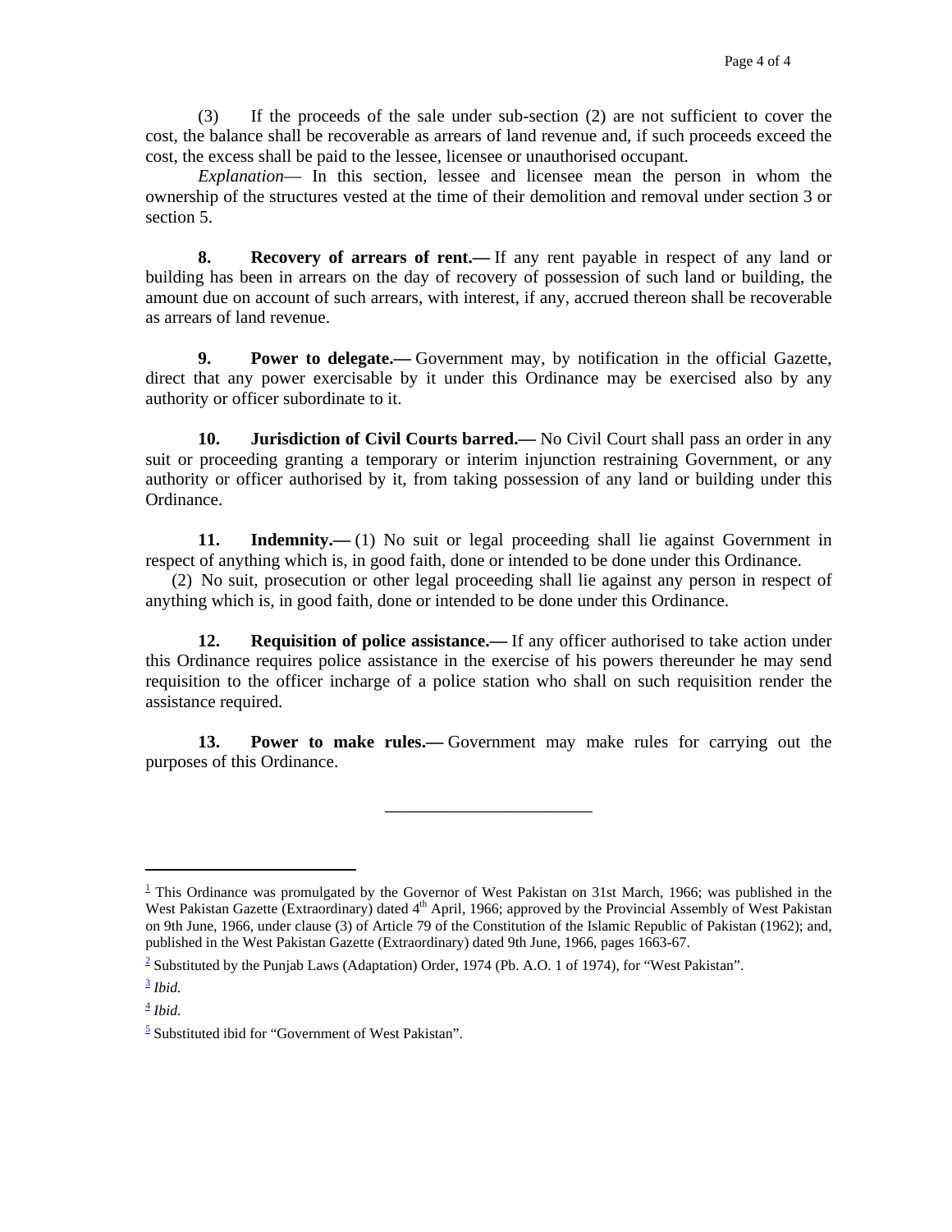(3) If the proceeds of the sale under sub-section (2) are not sufficient to cover the cost, the balance shall be recoverable as arrears of land revenue and, if such proceeds exceed the cost, the excess shall be paid to the lessee, licensee or unauthorised occupant.

*Explanation*— In this section, lessee and licensee mean the person in whom the ownership of the structures vested at the time of their demolition and removal under section 3 or section 5.

**8. Recovery of arrears of rent.—** If any rent payable in respect of any land or building has been in arrears on the day of recovery of possession of such land or building, the amount due on account of such arrears, with interest, if any, accrued thereon shall be recoverable as arrears of land revenue.

**9. Power to delegate.—** Government may, by notification in the official Gazette, direct that any power exercisable by it under this Ordinance may be exercised also by any authority or officer subordinate to it.

**10. Jurisdiction of Civil Courts barred.—** No Civil Court shall pass an order in any suit or proceeding granting a temporary or interim injunction restraining Government, or any authority or officer authorised by it, from taking possession of any land or building under this Ordinance.

**11. Indemnity.—** (1) No suit or legal proceeding shall lie against Government in respect of anything which is, in good faith, done or intended to be done under this Ordinance.

(2) No suit, prosecution or other legal proceeding shall lie against any person in respect of anything which is, in good faith, done or intended to be done under this Ordinance.

**12. Requisition of police assistance.—** If any officer authorised to take action under this Ordinance requires police assistance in the exercise of his powers thereunder he may send requisition to the officer incharge of a police station who shall on such requisition render the assistance required.

**13. Power to make rules.—** Government may make rules for carrying out the purposes of this Ordinance.

---

[1] This Ordinance was promulgated by the Governor of West Pakistan on 31st March, 1966; was published in the West Pakistan Gazette (Extraordinary) dated 4th April, 1966; approved by the Provincial Assembly of West Pakistan on 9th June, 1966, under clause (3) of Article 79 of the Constitution of the Islamic Republic of Pakistan (1962); and, published in the West Pakistan Gazette (Extraordinary) dated 9th June, 1966, pages 1663-67.

[2] Substituted by the Punjab Laws (Adaptation) Order, 1974 (Pb. A.O. 1 of 1974), for "West Pakistan".

[3] *Ibid.*

[4] *Ibid.*

[5] Substituted ibid for "Government of West Pakistan".